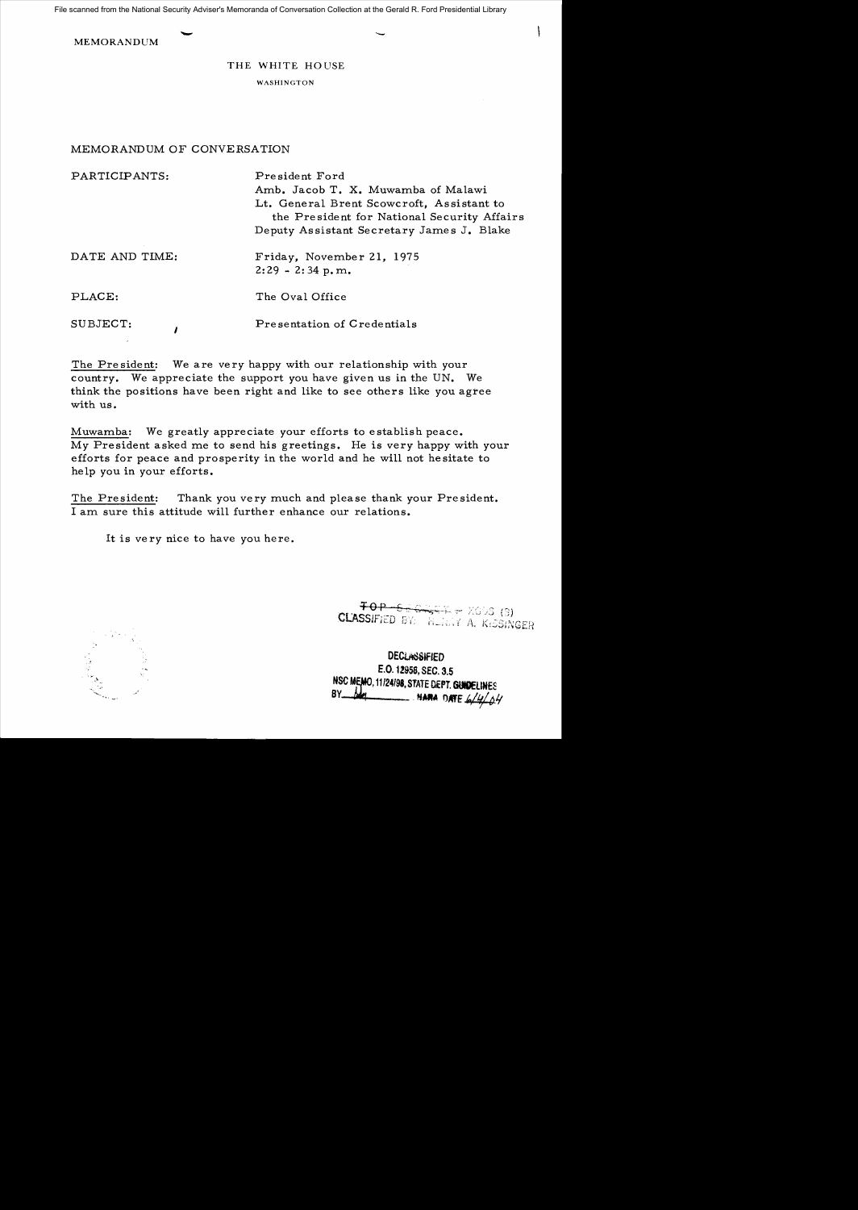File scanned from the National Security Adviser's Memoranda of Conversation Collection at the Gerald R. Ford Presidential Library

MEMORANDUM

THE WHITE HOUSE

WASHINGTON

MEMORANDUM OF CONVERSATION

| | |
|---|---|
| PARTICIPANTS: | President Ford<br>Amb. Jacob T. X. Muwamba of Malawi<br>Lt. General Brent Scowcroft, Assistant to the President for National Security Affairs<br>Deputy Assistant Secretary James J. Blake |
| DATE AND TIME: | Friday, November 21, 1975<br>2:29 - 2:34 p.m. |
| PLACE: | The Oval Office |
| SUBJECT: | Presentation of Credentials |

The President: We are very happy with our relationship with your country. We appreciate the support you have given us in the UN. We think the positions have been right and like to see others like you agree with us.

Muwamba: We greatly appreciate your efforts to establish peace. My President asked me to send his greetings. He is very happy with your efforts for peace and prosperity in the world and he will not hesitate to help you in your efforts.

The President: Thank you very much and please thank your President. I am sure this attitude will further enhance our relations.

It is very nice to have you here.

~~TOP SECRET~~ - XGDS (3)
CLASSIFIED BY: HENRY A. KISSINGER

DECLASSIFIED
E.O. 12958, SEC. 3.5
NSC MEMO, 11/24/98, STATE DEPT. GUIDELINES
BY ___ NARA DATE 6/4/04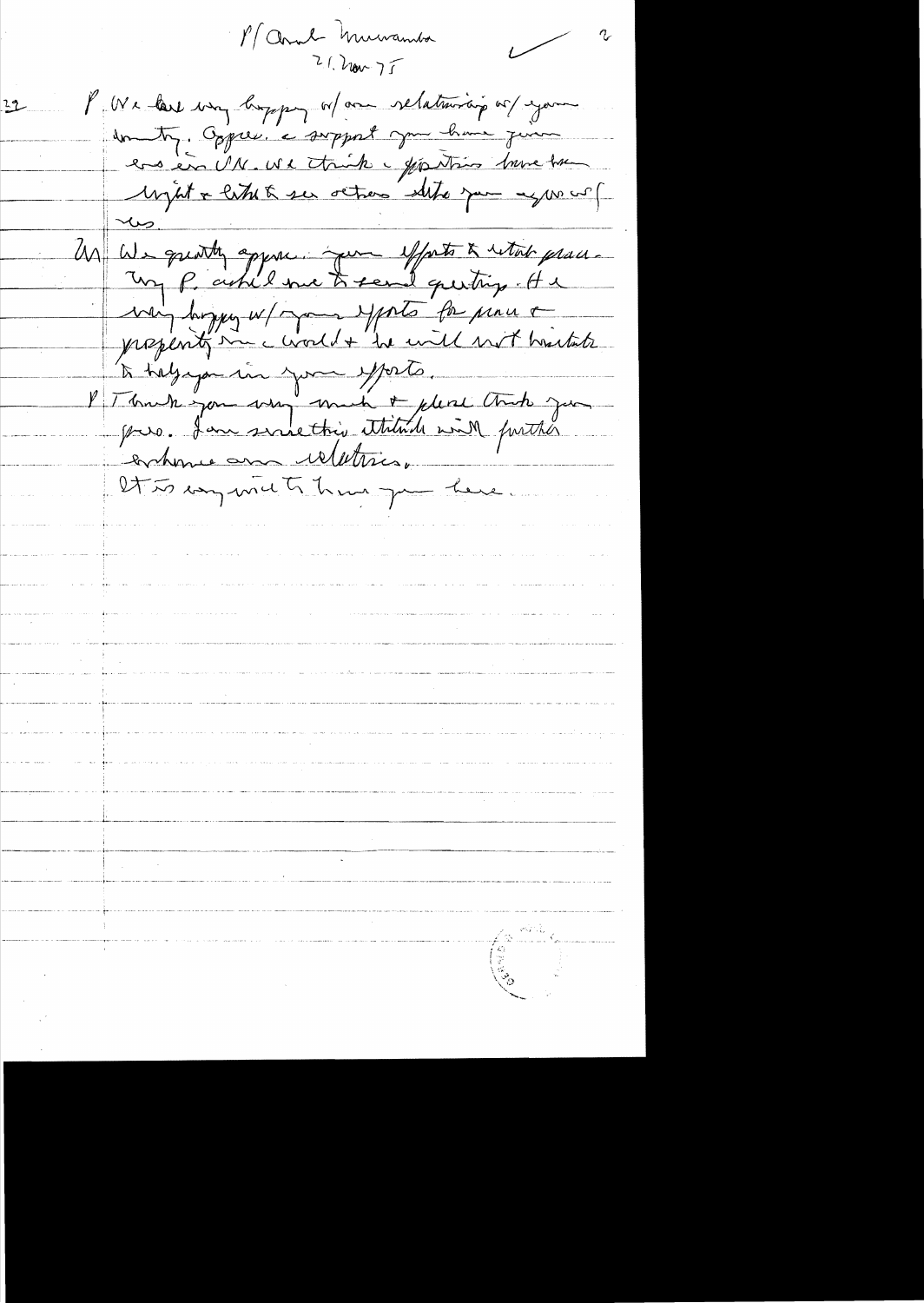P/Amb Muwamba
21 Nov 75

P We are very happy w/ our relationship w/ your country. Appreciate support you have given us in UN. We think positions have been right & like to see others take your approach w/ us.

M We greatly appreciate your efforts to attain peace. My P asked me to send greetings. He very happy w/ your efforts for peace & prosperity in world & he will not hesitate to help you in your efforts.

P Thank you very much & please thank your Pres. I am sure this attitude will further enhance our relations.

It is very nice to have you here.